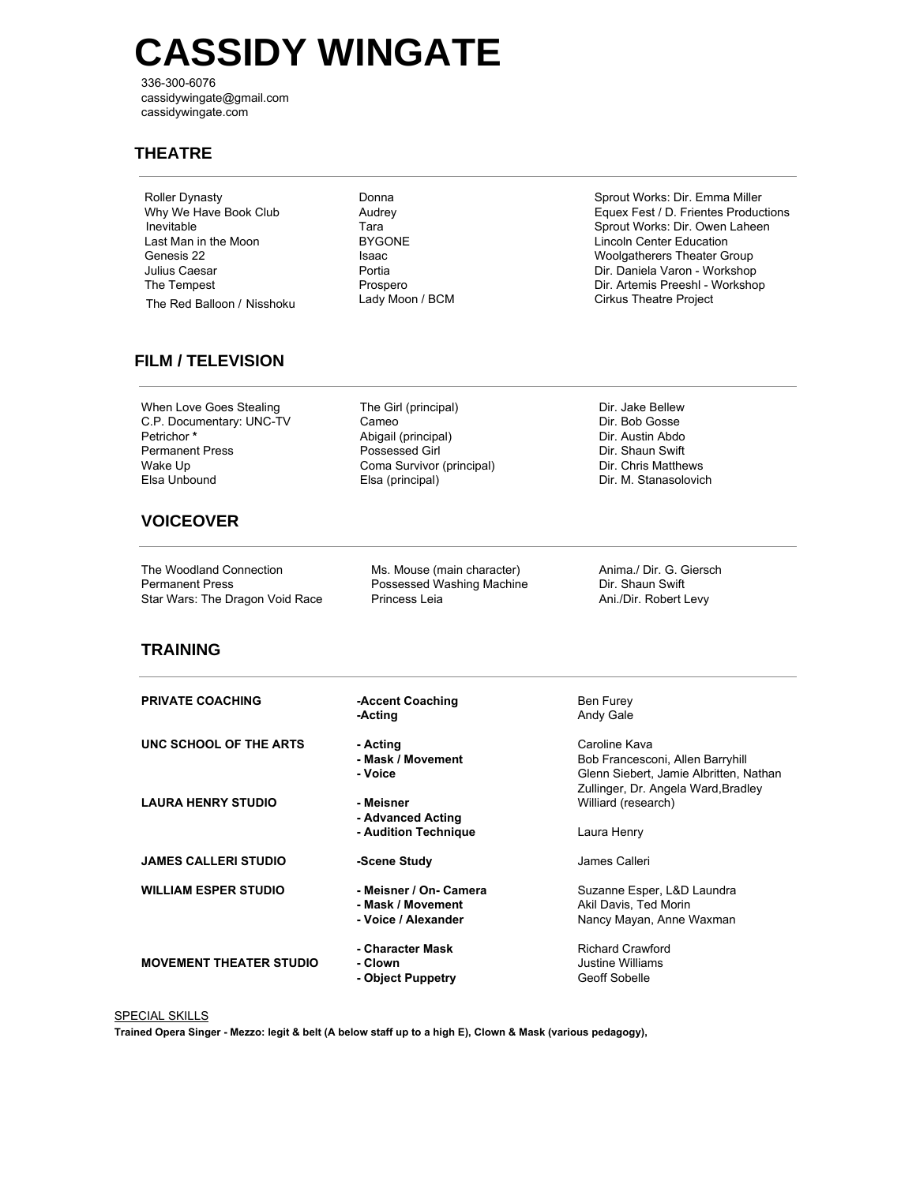# CASSIDY WINGATE

336-300-6076
cassidywingate@gmail.com
cassidywingate.com

## THEATRE

| | | |
|---|---|---|
| Roller Dynasty | Donna | Sprout Works: Dir. Emma Miller |
| Why We Have Book Club | Audrey | Equex Fest / D. Frientes Productions |
| Inevitable | Tara | Sprout Works: Dir. Owen Laheen |
| Last Man in the Moon | BYGONE | Lincoln Center Education |
| Genesis 22 | Isaac | Woolgatherers Theater Group |
| Julius Caesar | Portia | Dir. Daniela Varon - Workshop |
| The Tempest | Prospero | Dir. Artemis Preeshl - Workshop |
| The Red Balloon / Nisshoku | Lady Moon / BCM | Cirkus Theatre Project |

## FILM / TELEVISION

| | | |
|---|---|---|
| When Love Goes Stealing | The Girl (principal) | Dir. Jake Bellew |
| C.P. Documentary: UNC-TV | Cameo | Dir. Bob Gosse |
| Petrichor **\*** | Abigail (principal) | Dir. Austin Abdo |
| Permanent Press | Possessed Girl | Dir. Shaun Swift |
| Wake Up | Coma Survivor (principal) | Dir. Chris Matthews |
| Elsa Unbound | Elsa (principal) | Dir. M. Stanasolovich |

## VOICEOVER

| | | |
|---|---|---|
| The Woodland Connection | Ms. Mouse (main character) | Anima./ Dir. G. Giersch |
| Permanent Press | Possessed Washing Machine | Dir. Shaun Swift |
| Star Wars: The Dragon Void Race | Princess Leia | Ani./Dir. Robert Levy |

## TRAINING

| | | |
|---|---|---|
| **PRIVATE COACHING** | **-Accent Coaching**<br>**-Acting** | Ben Furey<br>Andy Gale |
| **UNC SCHOOL OF THE ARTS** | **- Acting**<br>**- Mask / Movement**<br>**- Voice** | Caroline Kava<br>Bob Francesconi, Allen Barryhill<br>Glenn Siebert, Jamie Albritten, Nathan Zullinger, Dr. Angela Ward,Bradley Williard (research) |
| **LAURA HENRY STUDIO** | **- Meisner**<br>**- Advanced Acting**<br>**- Audition Technique** | Laura Henry |
| **JAMES CALLERI STUDIO** | **-Scene Study** | James Calleri |
| **WILLIAM ESPER STUDIO** | **- Meisner / On- Camera**<br>**- Mask / Movement**<br>**- Voice / Alexander** | Suzanne Esper, L&D Laundra<br>Akil Davis, Ted Morin<br>Nancy Mayan, Anne Waxman |
| **MOVEMENT THEATER STUDIO** | **- Character Mask**<br>**- Clown**<br>**- Object Puppetry** | Richard Crawford<br>Justine Williams<br>Geoff Sobelle |

SPECIAL SKILLS

**Trained Opera Singer - Mezzo: legit & belt (A below staff up to a high E), Clown & Mask (various pedagogy),**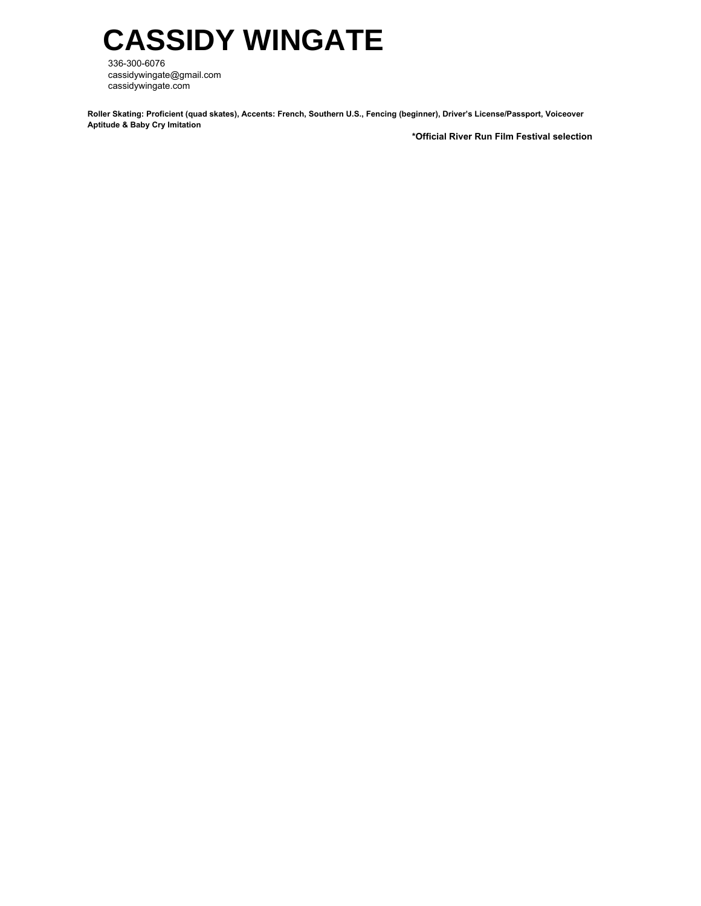# CASSIDY WINGATE

336-300-6076
cassidywingate@gmail.com
cassidywingate.com

**Roller Skating: Proficient (quad skates), Accents: French, Southern U.S., Fencing (beginner), Driver's License/Passport, Voiceover Aptitude & Baby Cry Imitation**

**\*Official River Run Film Festival selection**